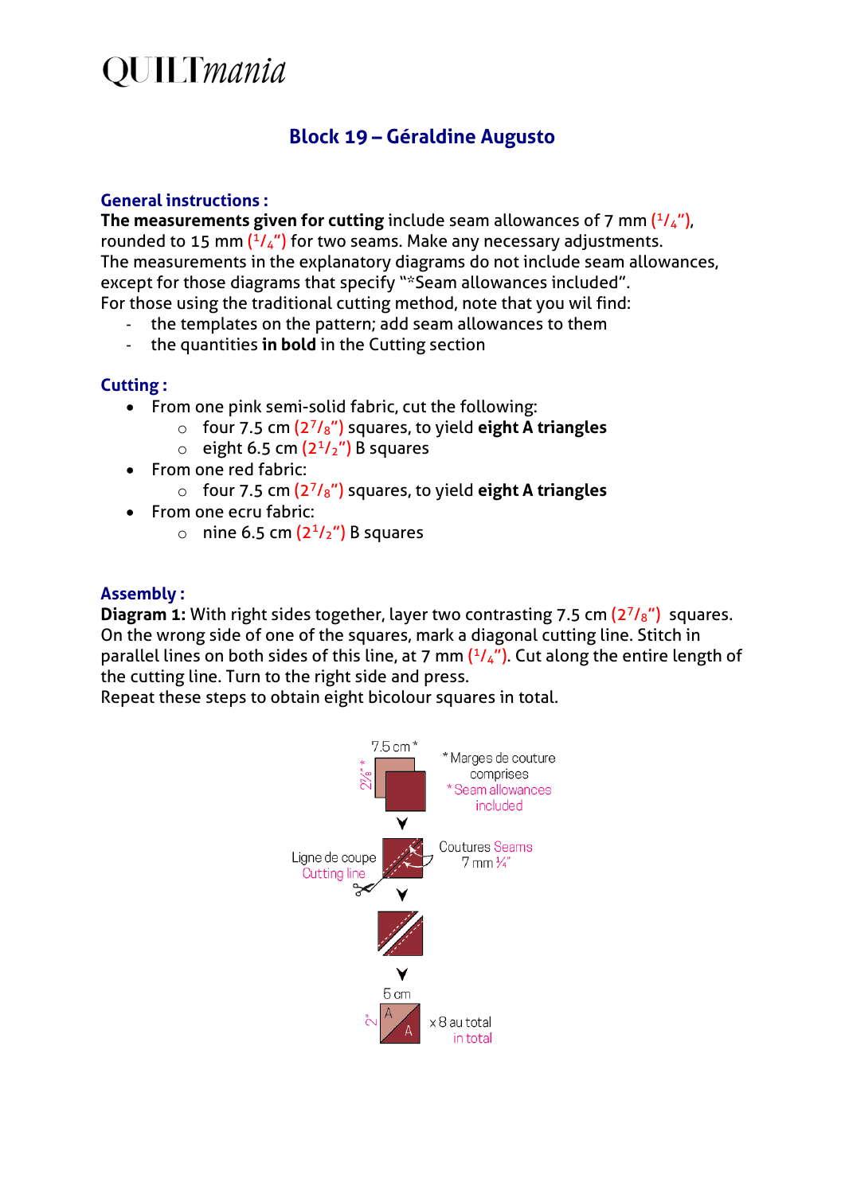QUILTmania

## Block 19 – Géraldine Augusto

### General instructions :

**The measurements given for cutting** include seam allowances of 7 mm (1/4"), rounded to 15 mm (1/4") for two seams. Make any necessary adjustments.
The measurements in the explanatory diagrams do not include seam allowances, except for those diagrams that specify "*Seam allowances included".
For those using the traditional cutting method, note that you wil find:

- the templates on the pattern; add seam allowances to them
- the quantities **in bold** in the Cutting section

### Cutting :

- From one pink semi-solid fabric, cut the following:
  - four 7.5 cm (2 7/8") squares, to yield **eight A triangles**
  - eight 6.5 cm (2 1/2") B squares
- From one red fabric:
  - four 7.5 cm (2 7/8") squares, to yield **eight A triangles**
- From one ecru fabric:
  - nine 6.5 cm (2 1/2") B squares

### Assembly :

**Diagram 1:** With right sides together, layer two contrasting 7.5 cm (2 7/8") squares. On the wrong side of one of the squares, mark a diagonal cutting line. Stitch in parallel lines on both sides of this line, at 7 mm (1/4"). Cut along the entire length of the cutting line. Turn to the right side and press.
Repeat these steps to obtain eight bicolour squares in total.

7.5 cm* 2 7/8"* 
* Marges de couture comprises
* Seam allowances included

Ligne de coupe Cutting line
Coutures Seams 7 mm 1/4"

5 cm 2" A A x 8 au total in total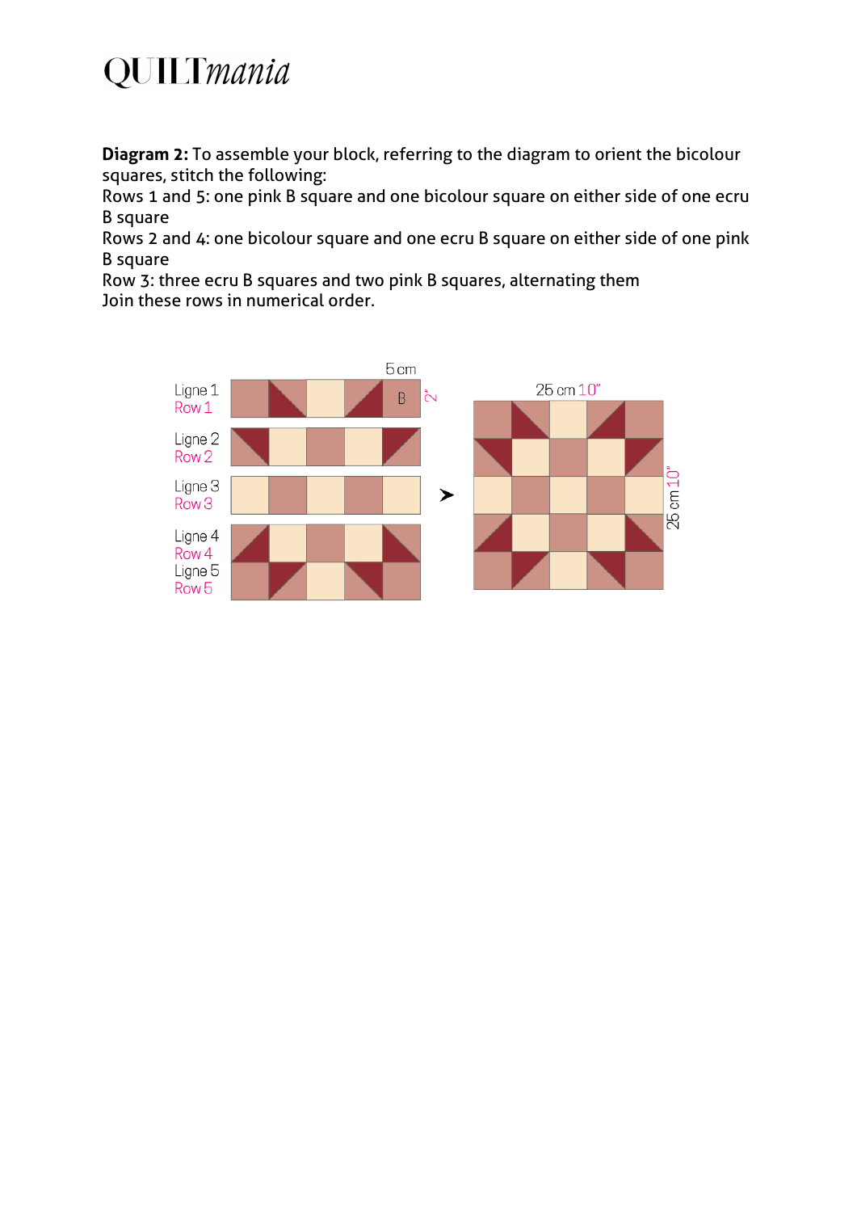**Diagram 2:** To assemble your block, referring to the diagram to orient the bicolour squares, stitch the following:
Rows 1 and 5: one pink B square and one bicolour square on either side of one ecru B square
Rows 2 and 4: one bicolour square and one ecru B square on either side of one pink B square
Row 3: three ecru B squares and two pink B squares, alternating them
Join these rows in numerical order.

5 cm
B
2"
Ligne 1
Row 1
Ligne 2
Row 2
Ligne 3
Row 3
Ligne 4
Row 4
Ligne 5
Row 5
25 cm 10"
25 cm 10"